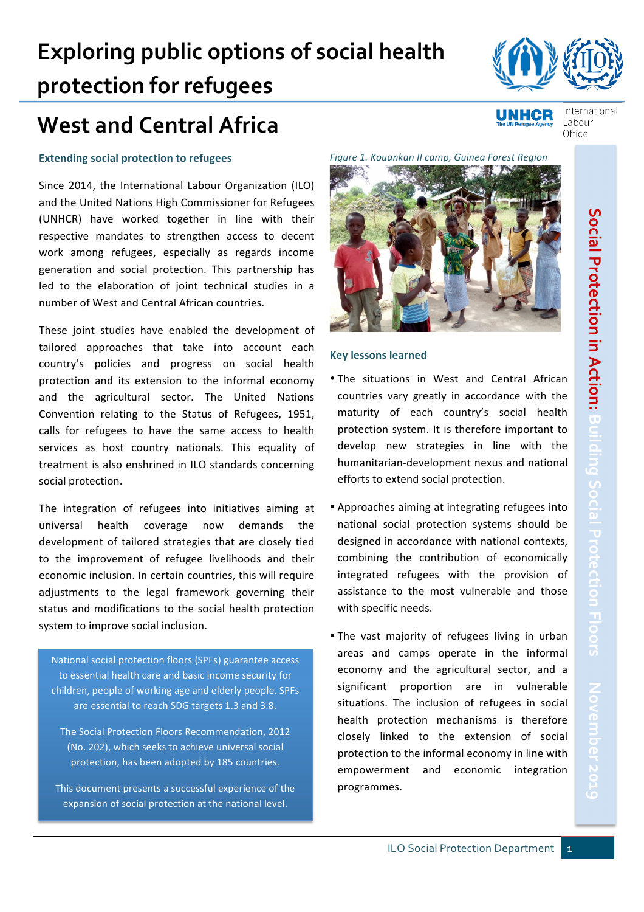# Exploring public options of social health protection for refugees

## West and Central Africa

### Extending social protection to refugees

Since 2014, the International Labour Organization (ILO) and the United Nations High Commissioner for Refugees (UNHCR) have worked together in line with their respective mandates to strengthen access to decent work among refugees, especially as regards income generation and social protection. This partnership has led to the elaboration of joint technical studies in a number of West and Central African countries.

These joint studies have enabled the development of tailored approaches that take into account each country's policies and progress on social health protection and its extension to the informal economy and the agricultural sector. The United Nations Convention relating to the Status of Refugees, 1951, calls for refugees to have the same access to health services as host country nationals. This equality of treatment is also enshrined in ILO standards concerning social protection.

The integration of refugees into initiatives aiming at universal health coverage now demands the development of tailored strategies that are closely tied to the improvement of refugee livelihoods and their economic inclusion. In certain countries, this will require adjustments to the legal framework governing their status and modifications to the social health protection system to improve social inclusion.

> National social protection floors (SPFs) guarantee access to essential health care and basic income security for children, people of working age and elderly people. SPFs are essential to reach SDG targets 1.3 and 3.8.
>
> The Social Protection Floors Recommendation, 2012 (No. 202), which seeks to achieve universal social protection, has been adopted by 185 countries.
>
> This document presents a successful experience of the expansion of social protection at the national level.

*Figure 1. Kouankan II camp, Guinea Forest Region*

### Key lessons learned

- The situations in West and Central African countries vary greatly in accordance with the maturity of each country's social health protection system. It is therefore important to develop new strategies in line with the humanitarian-development nexus and national efforts to extend social protection.
- Approaches aiming at integrating refugees into national social protection systems should be designed in accordance with national contexts, combining the contribution of economically integrated refugees with the provision of assistance to the most vulnerable and those with specific needs.
- The vast majority of refugees living in urban areas and camps operate in the informal economy and the agricultural sector, and a significant proportion are in vulnerable situations. The inclusion of refugees in social health protection mechanisms is therefore closely linked to the extension of social protection to the informal economy in line with empowerment and economic integration programmes.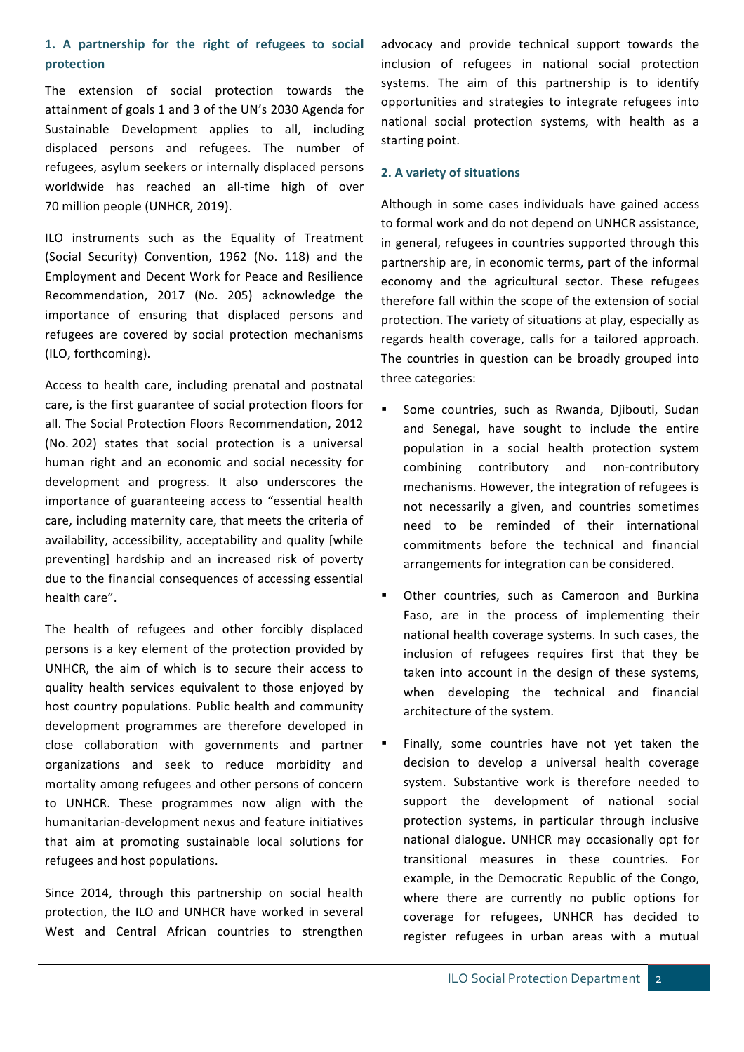### 1. A partnership for the right of refugees to social protection

The extension of social protection towards the attainment of goals 1 and 3 of the UN's 2030 Agenda for Sustainable Development applies to all, including displaced persons and refugees. The number of refugees, asylum seekers or internally displaced persons worldwide has reached an all-time high of over 70 million people (UNHCR, 2019).

ILO instruments such as the Equality of Treatment (Social Security) Convention, 1962 (No. 118) and the Employment and Decent Work for Peace and Resilience Recommendation, 2017 (No. 205) acknowledge the importance of ensuring that displaced persons and refugees are covered by social protection mechanisms (ILO, forthcoming).

Access to health care, including prenatal and postnatal care, is the first guarantee of social protection floors for all. The Social Protection Floors Recommendation, 2012 (No. 202) states that social protection is a universal human right and an economic and social necessity for development and progress. It also underscores the importance of guaranteeing access to "essential health care, including maternity care, that meets the criteria of availability, accessibility, acceptability and quality [while preventing] hardship and an increased risk of poverty due to the financial consequences of accessing essential health care".

The health of refugees and other forcibly displaced persons is a key element of the protection provided by UNHCR, the aim of which is to secure their access to quality health services equivalent to those enjoyed by host country populations. Public health and community development programmes are therefore developed in close collaboration with governments and partner organizations and seek to reduce morbidity and mortality among refugees and other persons of concern to UNHCR. These programmes now align with the humanitarian-development nexus and feature initiatives that aim at promoting sustainable local solutions for refugees and host populations.

Since 2014, through this partnership on social health protection, the ILO and UNHCR have worked in several West and Central African countries to strengthen advocacy and provide technical support towards the inclusion of refugees in national social protection systems. The aim of this partnership is to identify opportunities and strategies to integrate refugees into national social protection systems, with health as a starting point.

### 2. A variety of situations

Although in some cases individuals have gained access to formal work and do not depend on UNHCR assistance, in general, refugees in countries supported through this partnership are, in economic terms, part of the informal economy and the agricultural sector. These refugees therefore fall within the scope of the extension of social protection. The variety of situations at play, especially as regards health coverage, calls for a tailored approach. The countries in question can be broadly grouped into three categories:

- Some countries, such as Rwanda, Djibouti, Sudan and Senegal, have sought to include the entire population in a social health protection system combining contributory and non-contributory mechanisms. However, the integration of refugees is not necessarily a given, and countries sometimes need to be reminded of their international commitments before the technical and financial arrangements for integration can be considered.
- Other countries, such as Cameroon and Burkina Faso, are in the process of implementing their national health coverage systems. In such cases, the inclusion of refugees requires first that they be taken into account in the design of these systems, when developing the technical and financial architecture of the system.
- Finally, some countries have not yet taken the decision to develop a universal health coverage system. Substantive work is therefore needed to support the development of national social protection systems, in particular through inclusive national dialogue. UNHCR may occasionally opt for transitional measures in these countries. For example, in the Democratic Republic of the Congo, where there are currently no public options for coverage for refugees, UNHCR has decided to register refugees in urban areas with a mutual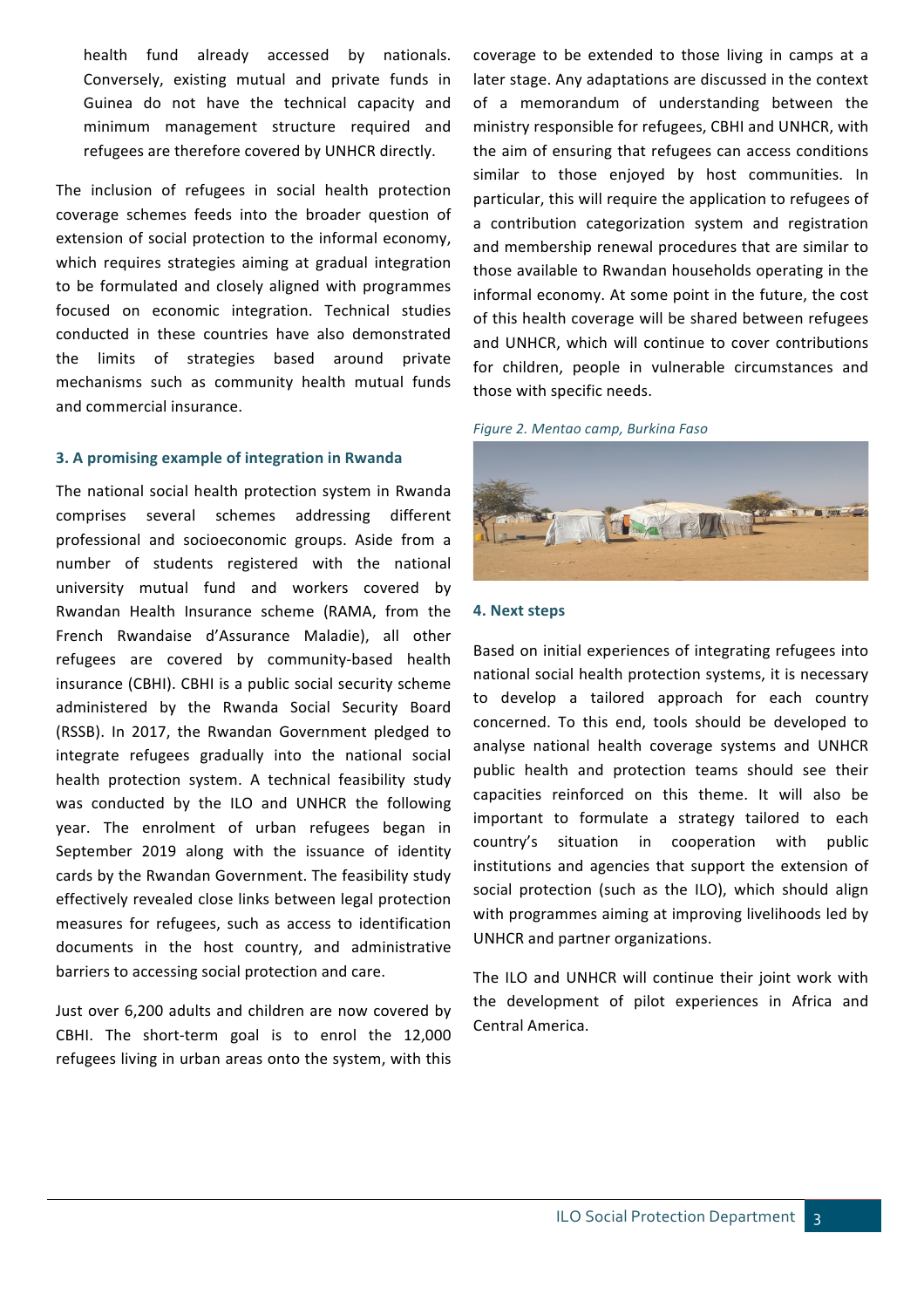health fund already accessed by nationals. Conversely, existing mutual and private funds in Guinea do not have the technical capacity and minimum management structure required and refugees are therefore covered by UNHCR directly.

The inclusion of refugees in social health protection coverage schemes feeds into the broader question of extension of social protection to the informal economy, which requires strategies aiming at gradual integration to be formulated and closely aligned with programmes focused on economic integration. Technical studies conducted in these countries have also demonstrated the limits of strategies based around private mechanisms such as community health mutual funds and commercial insurance.

#### 3. A promising example of integration in Rwanda

The national social health protection system in Rwanda comprises several schemes addressing different professional and socioeconomic groups. Aside from a number of students registered with the national university mutual fund and workers covered by Rwandan Health Insurance scheme (RAMA, from the French Rwandaise d'Assurance Maladie), all other refugees are covered by community-based health insurance (CBHI). CBHI is a public social security scheme administered by the Rwanda Social Security Board (RSSB). In 2017, the Rwandan Government pledged to integrate refugees gradually into the national social health protection system. A technical feasibility study was conducted by the ILO and UNHCR the following year. The enrolment of urban refugees began in September 2019 along with the issuance of identity cards by the Rwandan Government. The feasibility study effectively revealed close links between legal protection measures for refugees, such as access to identification documents in the host country, and administrative barriers to accessing social protection and care.

Just over 6,200 adults and children are now covered by CBHI. The short-term goal is to enrol the 12,000 refugees living in urban areas onto the system, with this coverage to be extended to those living in camps at a later stage. Any adaptations are discussed in the context of a memorandum of understanding between the ministry responsible for refugees, CBHI and UNHCR, with the aim of ensuring that refugees can access conditions similar to those enjoyed by host communities. In particular, this will require the application to refugees of a contribution categorization system and registration and membership renewal procedures that are similar to those available to Rwandan households operating in the informal economy. At some point in the future, the cost of this health coverage will be shared between refugees and UNHCR, which will continue to cover contributions for children, people in vulnerable circumstances and those with specific needs.

*Figure 2. Mentao camp, Burkina Faso*

#### 4. Next steps

Based on initial experiences of integrating refugees into national social health protection systems, it is necessary to develop a tailored approach for each country concerned. To this end, tools should be developed to analyse national health coverage systems and UNHCR public health and protection teams should see their capacities reinforced on this theme. It will also be important to formulate a strategy tailored to each country's situation in cooperation with public institutions and agencies that support the extension of social protection (such as the ILO), which should align with programmes aiming at improving livelihoods led by UNHCR and partner organizations.

The ILO and UNHCR will continue their joint work with the development of pilot experiences in Africa and Central America.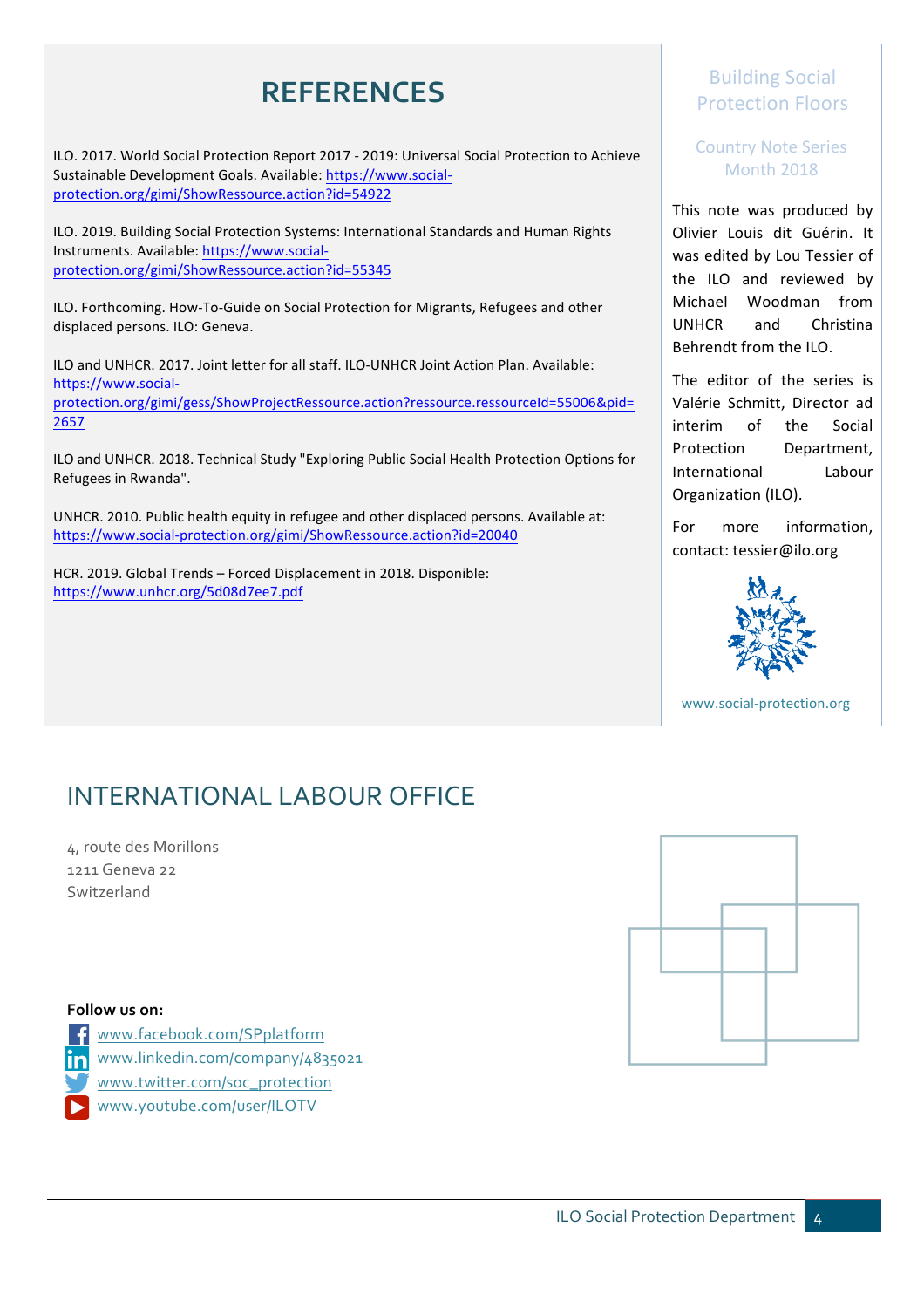# REFERENCES

ILO. 2017. World Social Protection Report 2017 - 2019: Universal Social Protection to Achieve Sustainable Development Goals. Available: https://www.social-protection.org/gimi/ShowRessource.action?id=54922

ILO. 2019. Building Social Protection Systems: International Standards and Human Rights Instruments. Available: https://www.social-protection.org/gimi/ShowRessource.action?id=55345

ILO. Forthcoming. How-To-Guide on Social Protection for Migrants, Refugees and other displaced persons. ILO: Geneva.

ILO and UNHCR. 2017. Joint letter for all staff. ILO-UNHCR Joint Action Plan. Available: https://www.social-protection.org/gimi/gess/ShowProjectRessource.action?ressource.ressourceId=55006&pid=2657

ILO and UNHCR. 2018. Technical Study "Exploring Public Social Health Protection Options for Refugees in Rwanda".

UNHCR. 2010. Public health equity in refugee and other displaced persons. Available at: https://www.social-protection.org/gimi/ShowRessource.action?id=20040

HCR. 2019. Global Trends – Forced Displacement in 2018. Disponible: https://www.unhcr.org/5d08d7ee7.pdf

Building Social Protection Floors

Country Note Series
Month 2018

This note was produced by Olivier Louis dit Guérin. It was edited by Lou Tessier of the ILO and reviewed by Michael Woodman from UNHCR and Christina Behrendt from the ILO.

The editor of the series is Valérie Schmitt, Director ad interim of the Social Protection Department, International Labour Organization (ILO).

For more information, contact: tessier@ilo.org

www.social-protection.org

## INTERNATIONAL LABOUR OFFICE

4, route des Morillons
1211 Geneva 22
Switzerland

**Follow us on:**

- www.facebook.com/SPplatform
- www.linkedin.com/company/4835021
- www.twitter.com/soc_protection
- www.youtube.com/user/ILOTV